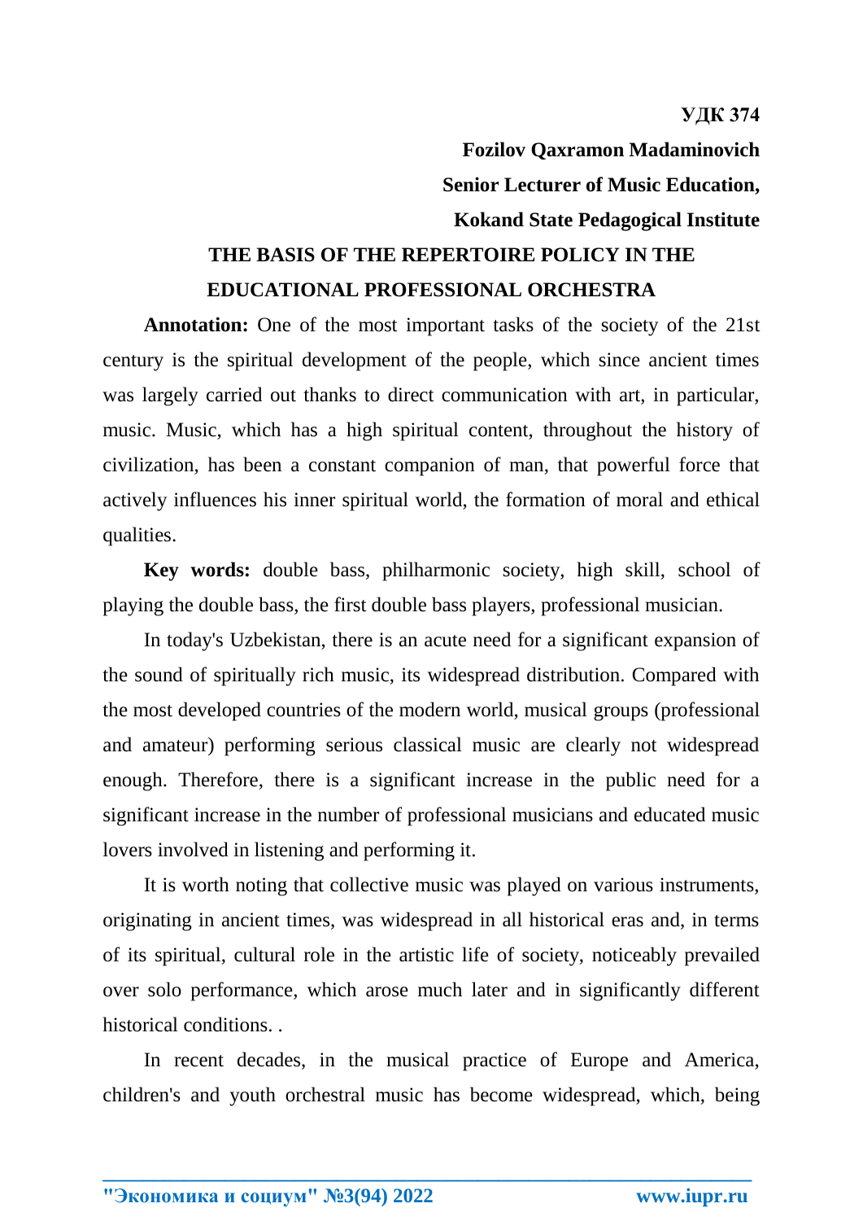**УДК 374**

**Fozilov Qaxramon Madaminovich**

**Senior Lecturer of Music Education,**

**Kokand State Pedagogical Institute**

# THE BASIS OF THE REPERTOIRE POLICY IN THE EDUCATIONAL PROFESSIONAL ORCHESTRA

**Annotation:** One of the most important tasks of the society of the 21st century is the spiritual development of the people, which since ancient times was largely carried out thanks to direct communication with art, in particular, music. Music, which has a high spiritual content, throughout the history of civilization, has been a constant companion of man, that powerful force that actively influences his inner spiritual world, the formation of moral and ethical qualities.

**Key words:** double bass, philharmonic society, high skill, school of playing the double bass, the first double bass players, professional musician.

In today's Uzbekistan, there is an acute need for a significant expansion of the sound of spiritually rich music, its widespread distribution. Compared with the most developed countries of the modern world, musical groups (professional and amateur) performing serious classical music are clearly not widespread enough. Therefore, there is a significant increase in the public need for a significant increase in the number of professional musicians and educated music lovers involved in listening and performing it.

It is worth noting that collective music was played on various instruments, originating in ancient times, was widespread in all historical eras and, in terms of its spiritual, cultural role in the artistic life of society, noticeably prevailed over solo performance, which arose much later and in significantly different historical conditions. .

In recent decades, in the musical practice of Europe and America, children's and youth orchestral music has become widespread, which, being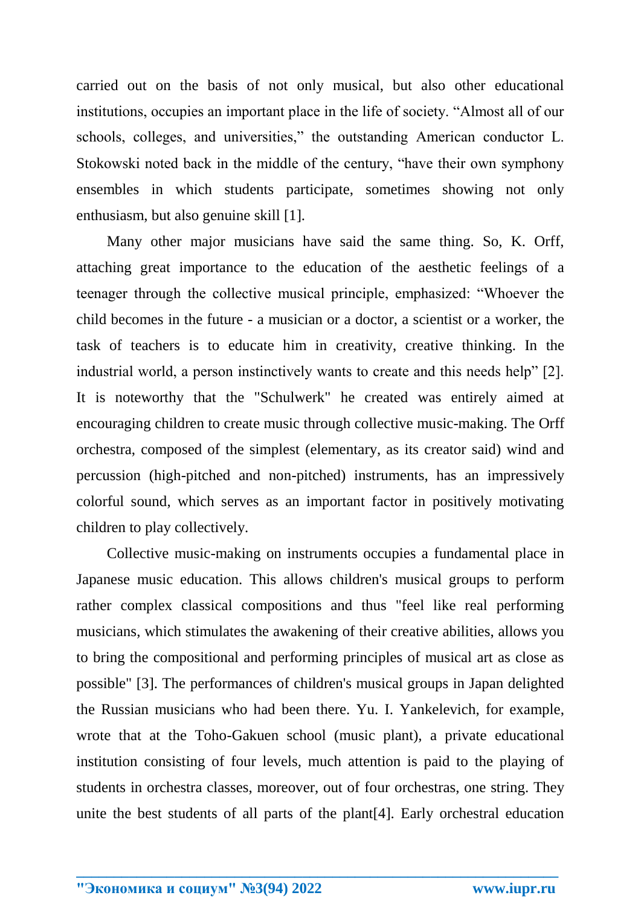carried out on the basis of not only musical, but also other educational institutions, occupies an important place in the life of society. “Almost all of our schools, colleges, and universities,” the outstanding American conductor L. Stokowski noted back in the middle of the century, “have their own symphony ensembles in which students participate, sometimes showing not only enthusiasm, but also genuine skill [1].

Many other major musicians have said the same thing. So, K. Orff, attaching great importance to the education of the aesthetic feelings of a teenager through the collective musical principle, emphasized: “Whoever the child becomes in the future - a musician or a doctor, a scientist or a worker, the task of teachers is to educate him in creativity, creative thinking. In the industrial world, a person instinctively wants to create and this needs help” [2]. It is noteworthy that the "Schulwerk" he created was entirely aimed at encouraging children to create music through collective music-making. The Orff orchestra, composed of the simplest (elementary, as its creator said) wind and percussion (high-pitched and non-pitched) instruments, has an impressively colorful sound, which serves as an important factor in positively motivating children to play collectively.

Collective music-making on instruments occupies a fundamental place in Japanese music education. This allows children's musical groups to perform rather complex classical compositions and thus "feel like real performing musicians, which stimulates the awakening of their creative abilities, allows you to bring the compositional and performing principles of musical art as close as possible" [3]. The performances of children's musical groups in Japan delighted the Russian musicians who had been there. Yu. I. Yankelevich, for example, wrote that at the Toho-Gakuen school (music plant), a private educational institution consisting of four levels, much attention is paid to the playing of students in orchestra classes, moreover, out of four orchestras, one string. They unite the best students of all parts of the plant[4]. Early orchestral education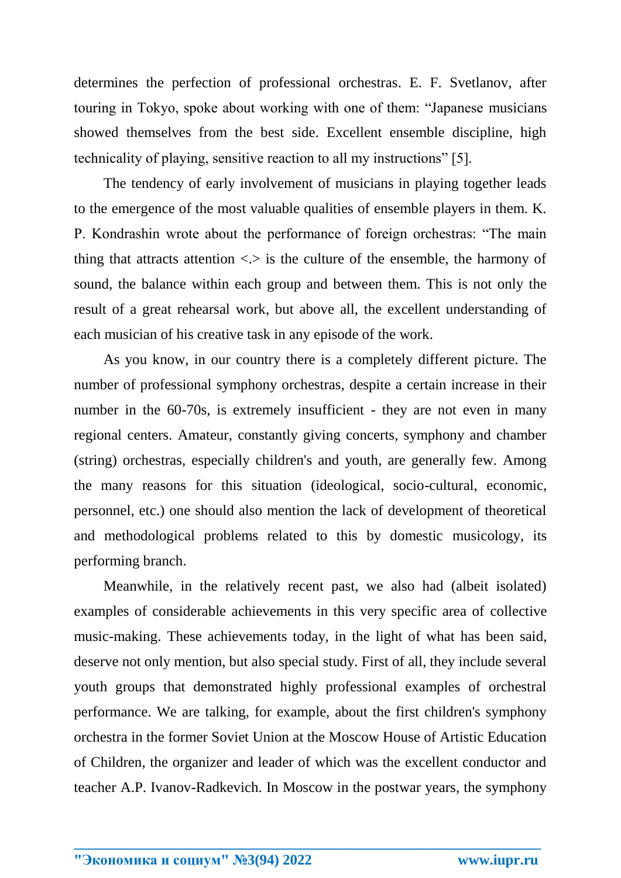determines the perfection of professional orchestras. E. F. Svetlanov, after touring in Tokyo, spoke about working with one of them: “Japanese musicians showed themselves from the best side. Excellent ensemble discipline, high technicality of playing, sensitive reaction to all my instructions” [5].

The tendency of early involvement of musicians in playing together leads to the emergence of the most valuable qualities of ensemble players in them. K. P. Kondrashin wrote about the performance of foreign orchestras: “The main thing that attracts attention <.> is the culture of the ensemble, the harmony of sound, the balance within each group and between them. This is not only the result of a great rehearsal work, but above all, the excellent understanding of each musician of his creative task in any episode of the work.

As you know, in our country there is a completely different picture. The number of professional symphony orchestras, despite a certain increase in their number in the 60-70s, is extremely insufficient - they are not even in many regional centers. Amateur, constantly giving concerts, symphony and chamber (string) orchestras, especially children's and youth, are generally few. Among the many reasons for this situation (ideological, socio-cultural, economic, personnel, etc.) one should also mention the lack of development of theoretical and methodological problems related to this by domestic musicology, its performing branch.

Meanwhile, in the relatively recent past, we also had (albeit isolated) examples of considerable achievements in this very specific area of collective music-making. These achievements today, in the light of what has been said, deserve not only mention, but also special study. First of all, they include several youth groups that demonstrated highly professional examples of orchestral performance. We are talking, for example, about the first children's symphony orchestra in the former Soviet Union at the Moscow House of Artistic Education of Children, the organizer and leader of which was the excellent conductor and teacher A.P. Ivanov-Radkevich. In Moscow in the postwar years, the symphony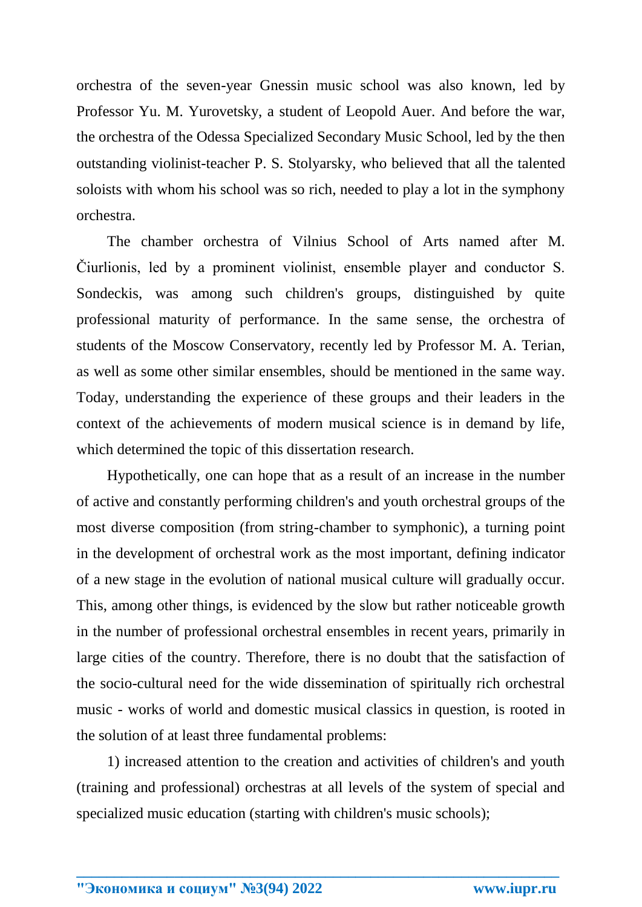orchestra of the seven-year Gnessin music school was also known, led by Professor Yu. M. Yurovetsky, a student of Leopold Auer. And before the war, the orchestra of the Odessa Specialized Secondary Music School, led by the then outstanding violinist-teacher P. S. Stolyarsky, who believed that all the talented soloists with whom his school was so rich, needed to play a lot in the symphony orchestra.

The chamber orchestra of Vilnius School of Arts named after M. Čiurlionis, led by a prominent violinist, ensemble player and conductor S. Sondeckis, was among such children's groups, distinguished by quite professional maturity of performance. In the same sense, the orchestra of students of the Moscow Conservatory, recently led by Professor M. A. Terian, as well as some other similar ensembles, should be mentioned in the same way. Today, understanding the experience of these groups and their leaders in the context of the achievements of modern musical science is in demand by life, which determined the topic of this dissertation research.

Hypothetically, one can hope that as a result of an increase in the number of active and constantly performing children's and youth orchestral groups of the most diverse composition (from string-chamber to symphonic), a turning point in the development of orchestral work as the most important, defining indicator of a new stage in the evolution of national musical culture will gradually occur. This, among other things, is evidenced by the slow but rather noticeable growth in the number of professional orchestral ensembles in recent years, primarily in large cities of the country. Therefore, there is no doubt that the satisfaction of the socio-cultural need for the wide dissemination of spiritually rich orchestral music - works of world and domestic musical classics in question, is rooted in the solution of at least three fundamental problems:

1) increased attention to the creation and activities of children's and youth (training and professional) orchestras at all levels of the system of special and specialized music education (starting with children's music schools);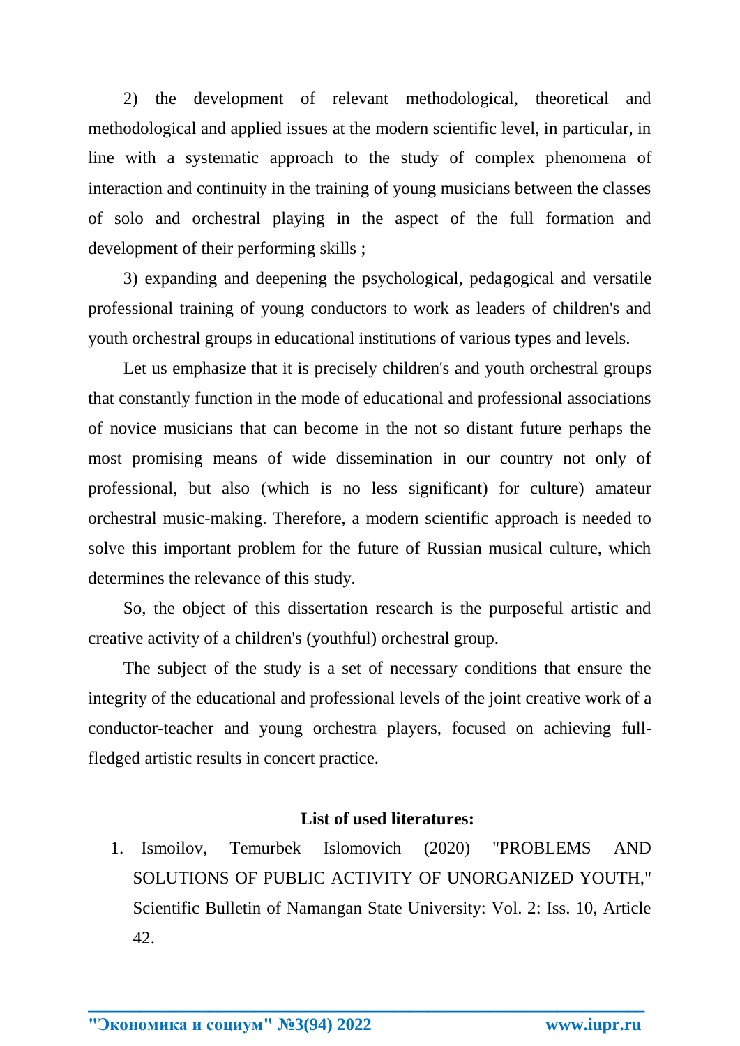2) the development of relevant methodological, theoretical and methodological and applied issues at the modern scientific level, in particular, in line with a systematic approach to the study of complex phenomena of interaction and continuity in the training of young musicians between the classes of solo and orchestral playing in the aspect of the full formation and development of their performing skills ;

3) expanding and deepening the psychological, pedagogical and versatile professional training of young conductors to work as leaders of children's and youth orchestral groups in educational institutions of various types and levels.

Let us emphasize that it is precisely children's and youth orchestral groups that constantly function in the mode of educational and professional associations of novice musicians that can become in the not so distant future perhaps the most promising means of wide dissemination in our country not only of professional, but also (which is no less significant) for culture) amateur orchestral music-making. Therefore, a modern scientific approach is needed to solve this important problem for the future of Russian musical culture, which determines the relevance of this study.

So, the object of this dissertation research is the purposeful artistic and creative activity of a children's (youthful) orchestral group.

The subject of the study is a set of necessary conditions that ensure the integrity of the educational and professional levels of the joint creative work of a conductor-teacher and young orchestra players, focused on achieving full-fledged artistic results in concert practice.

**List of used literatures:**

1. Ismoilov, Temurbek Islomovich (2020) "PROBLEMS AND SOLUTIONS OF PUBLIC ACTIVITY OF UNORGANIZED YOUTH," Scientific Bulletin of Namangan State University: Vol. 2: Iss. 10, Article 42.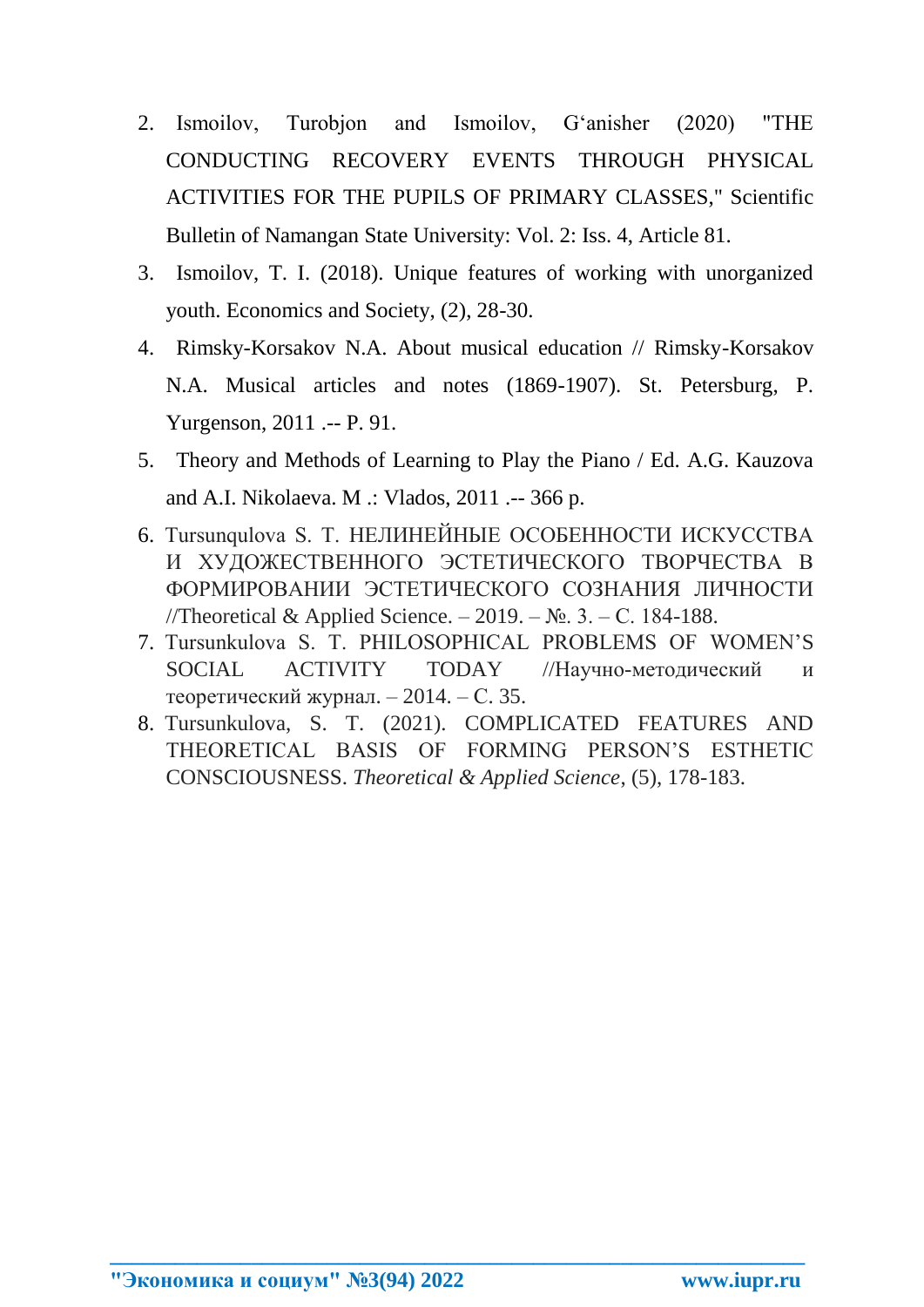2. Ismoilov, Turobjon and Ismoilov, G‘anisher (2020) "THE CONDUCTING RECOVERY EVENTS THROUGH PHYSICAL ACTIVITIES FOR THE PUPILS OF PRIMARY CLASSES," Scientific Bulletin of Namangan State University: Vol. 2: Iss. 4, Article 81.
3. Ismoilov, T. I. (2018). Unique features of working with unorganized youth. Economics and Society, (2), 28-30.
4. Rimsky-Korsakov N.A. About musical education // Rimsky-Korsakov N.A. Musical articles and notes (1869-1907). St. Petersburg, P. Yurgenson, 2011 .-- P. 91.
5. Theory and Methods of Learning to Play the Piano / Ed. A.G. Kauzova and A.I. Nikolaeva. M .: Vlados, 2011 .-- 366 p.
6. Tursunqulova S. T. НЕЛИНЕЙНЫЕ ОСОБЕННОСТИ ИСКУССТВА И ХУДОЖЕСТВЕННОГО ЭСТЕТИЧЕСКОГО ТВОРЧЕСТВА В ФОРМИРОВАНИИ ЭСТЕТИЧЕСКОГО СОЗНАНИЯ ЛИЧНОСТИ //Theoretical & Applied Science. – 2019. – №. 3. – С. 184-188.
7. Tursunkulova S. T. PHILOSOPHICAL PROBLEMS OF WOMEN’S SOCIAL ACTIVITY TODAY //Научно-методический и теоретический журнал. – 2014. – С. 35.
8. Tursunkulova, S. T. (2021). COMPLICATED FEATURES AND THEORETICAL BASIS OF FORMING PERSON’S ESTHETIC CONSCIOUSNESS. *Theoretical & Applied Science*, (5), 178-183.